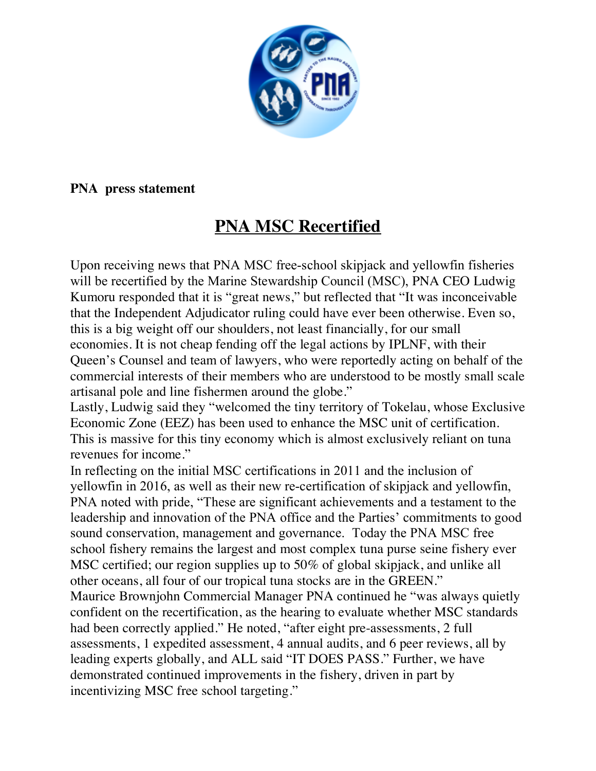**PNA press statement**

# PNA MSC Recertified

Upon receiving news that PNA MSC free-school skipjack and yellowfin fisheries will be recertified by the Marine Stewardship Council (MSC), PNA CEO Ludwig Kumoru responded that it is "great news," but reflected that "It was inconceivable that the Independent Adjudicator ruling could have ever been otherwise. Even so, this is a big weight off our shoulders, not least financially, for our small economies. It is not cheap fending off the legal actions by IPLNF, with their Queen's Counsel and team of lawyers, who were reportedly acting on behalf of the commercial interests of their members who are understood to be mostly small scale artisanal pole and line fishermen around the globe."

Lastly, Ludwig said they "welcomed the tiny territory of Tokelau, whose Exclusive Economic Zone (EEZ) has been used to enhance the MSC unit of certification. This is massive for this tiny economy which is almost exclusively reliant on tuna revenues for income."

In reflecting on the initial MSC certifications in 2011 and the inclusion of yellowfin in 2016, as well as their new re-certification of skipjack and yellowfin, PNA noted with pride, "These are significant achievements and a testament to the leadership and innovation of the PNA office and the Parties' commitments to good sound conservation, management and governance. Today the PNA MSC free school fishery remains the largest and most complex tuna purse seine fishery ever MSC certified; our region supplies up to 50% of global skipjack, and unlike all other oceans, all four of our tropical tuna stocks are in the GREEN."

Maurice Brownjohn Commercial Manager PNA continued he "was always quietly confident on the recertification, as the hearing to evaluate whether MSC standards had been correctly applied." He noted, "after eight pre-assessments, 2 full assessments, 1 expedited assessment, 4 annual audits, and 6 peer reviews, all by leading experts globally, and ALL said "IT DOES PASS." Further, we have demonstrated continued improvements in the fishery, driven in part by incentivizing MSC free school targeting."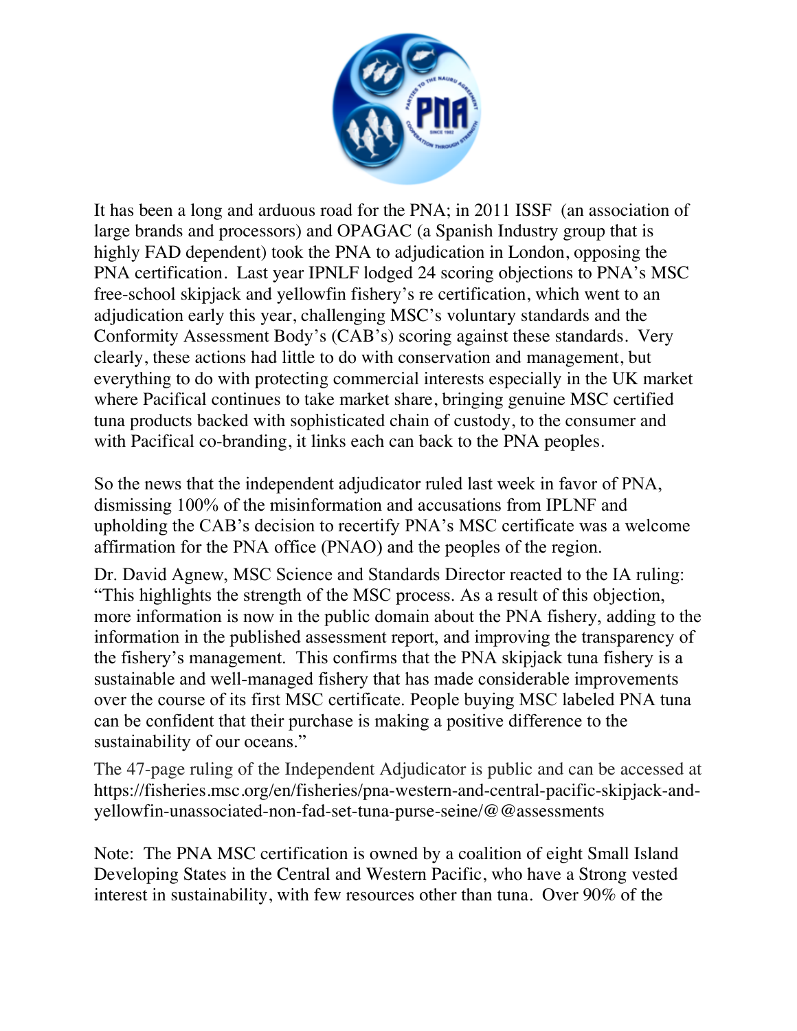It has been a long and arduous road for the PNA; in 2011 ISSF (an association of large brands and processors) and OPAGAC (a Spanish Industry group that is highly FAD dependent) took the PNA to adjudication in London, opposing the PNA certification. Last year IPNLF lodged 24 scoring objections to PNA's MSC free-school skipjack and yellowfin fishery's re certification, which went to an adjudication early this year, challenging MSC's voluntary standards and the Conformity Assessment Body's (CAB's) scoring against these standards. Very clearly, these actions had little to do with conservation and management, but everything to do with protecting commercial interests especially in the UK market where Pacifical continues to take market share, bringing genuine MSC certified tuna products backed with sophisticated chain of custody, to the consumer and with Pacifical co-branding, it links each can back to the PNA peoples.

So the news that the independent adjudicator ruled last week in favor of PNA, dismissing 100% of the misinformation and accusations from IPLNF and upholding the CAB's decision to recertify PNA's MSC certificate was a welcome affirmation for the PNA office (PNAO) and the peoples of the region.

Dr. David Agnew, MSC Science and Standards Director reacted to the IA ruling: "This highlights the strength of the MSC process. As a result of this objection, more information is now in the public domain about the PNA fishery, adding to the information in the published assessment report, and improving the transparency of the fishery's management. This confirms that the PNA skipjack tuna fishery is a sustainable and well-managed fishery that has made considerable improvements over the course of its first MSC certificate. People buying MSC labeled PNA tuna can be confident that their purchase is making a positive difference to the sustainability of our oceans."

The 47-page ruling of the Independent Adjudicator is public and can be accessed at https://fisheries.msc.org/en/fisheries/pna-western-and-central-pacific-skipjack-and-yellowfin-unassociated-non-fad-set-tuna-purse-seine/@@assessments

Note: The PNA MSC certification is owned by a coalition of eight Small Island Developing States in the Central and Western Pacific, who have a Strong vested interest in sustainability, with few resources other than tuna. Over 90% of the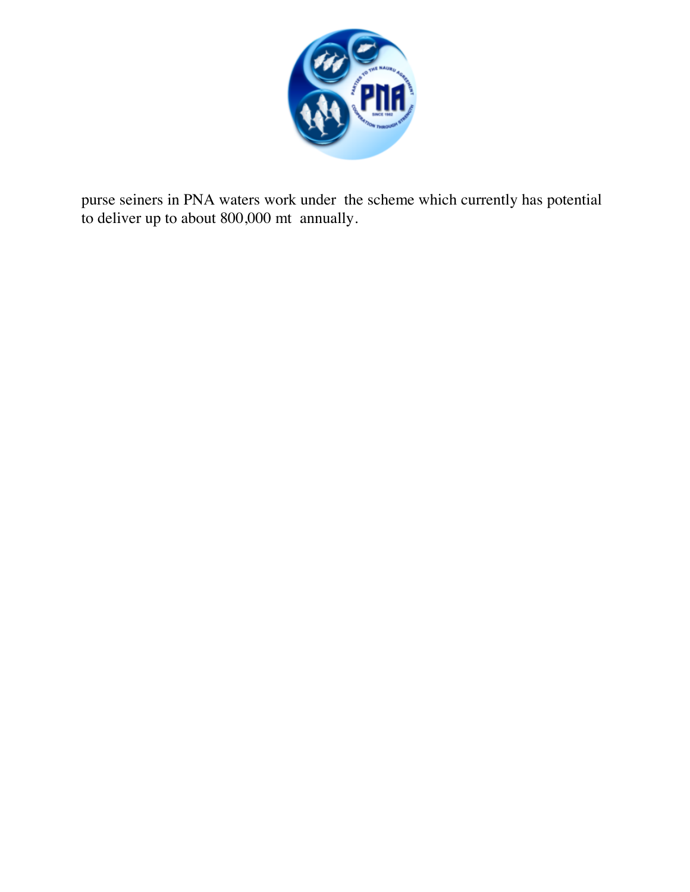purse seiners in PNA waters work under the scheme which currently has potential to deliver up to about 800,000 mt annually.